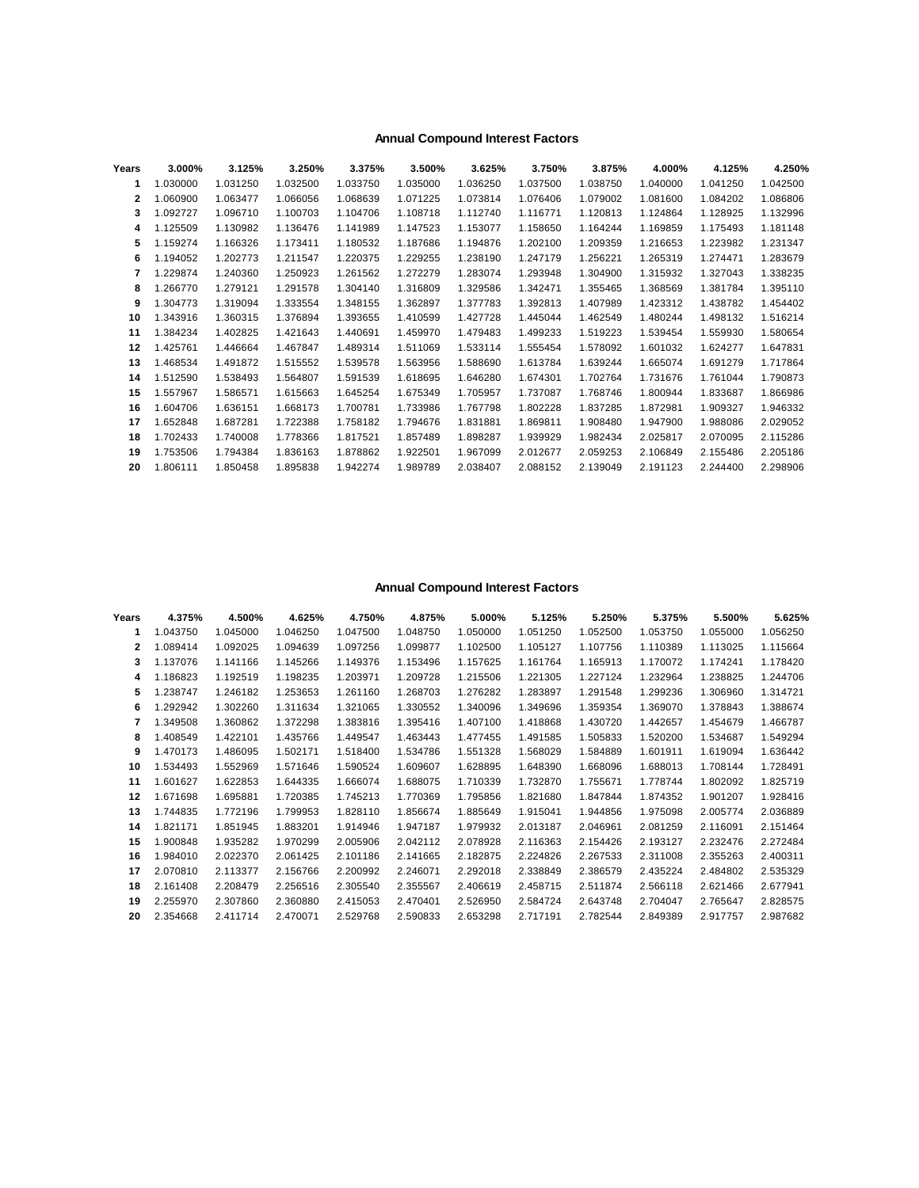## Annual Compound Interest Factors

| Years | 3.000% | 3.125% | 3.250% | 3.375% | 3.500% | 3.625% | 3.750% | 3.875% | 4.000% | 4.125% | 4.250% |
|---|---|---|---|---|---|---|---|---|---|---|---|
| 1 | 1.030000 | 1.031250 | 1.032500 | 1.033750 | 1.035000 | 1.036250 | 1.037500 | 1.038750 | 1.040000 | 1.041250 | 1.042500 |
| 2 | 1.060900 | 1.063477 | 1.066056 | 1.068639 | 1.071225 | 1.073814 | 1.076406 | 1.079002 | 1.081600 | 1.084202 | 1.086806 |
| 3 | 1.092727 | 1.096710 | 1.100703 | 1.104706 | 1.108718 | 1.112740 | 1.116771 | 1.120813 | 1.124864 | 1.128925 | 1.132996 |
| 4 | 1.125509 | 1.130982 | 1.136476 | 1.141989 | 1.147523 | 1.153077 | 1.158650 | 1.164244 | 1.169859 | 1.175493 | 1.181148 |
| 5 | 1.159274 | 1.166326 | 1.173411 | 1.180532 | 1.187686 | 1.194876 | 1.202100 | 1.209359 | 1.216653 | 1.223982 | 1.231347 |
| 6 | 1.194052 | 1.202773 | 1.211547 | 1.220375 | 1.229255 | 1.238190 | 1.247179 | 1.256221 | 1.265319 | 1.274471 | 1.283679 |
| 7 | 1.229874 | 1.240360 | 1.250923 | 1.261562 | 1.272279 | 1.283074 | 1.293948 | 1.304900 | 1.315932 | 1.327043 | 1.338235 |
| 8 | 1.266770 | 1.279121 | 1.291578 | 1.304140 | 1.316809 | 1.329586 | 1.342471 | 1.355465 | 1.368569 | 1.381784 | 1.395110 |
| 9 | 1.304773 | 1.319094 | 1.333554 | 1.348155 | 1.362897 | 1.377783 | 1.392813 | 1.407989 | 1.423312 | 1.438782 | 1.454402 |
| 10 | 1.343916 | 1.360315 | 1.376894 | 1.393655 | 1.410599 | 1.427728 | 1.445044 | 1.462549 | 1.480244 | 1.498132 | 1.516214 |
| 11 | 1.384234 | 1.402825 | 1.421643 | 1.440691 | 1.459970 | 1.479483 | 1.499233 | 1.519223 | 1.539454 | 1.559930 | 1.580654 |
| 12 | 1.425761 | 1.446664 | 1.467847 | 1.489314 | 1.511069 | 1.533114 | 1.555454 | 1.578092 | 1.601032 | 1.624277 | 1.647831 |
| 13 | 1.468534 | 1.491872 | 1.515552 | 1.539578 | 1.563956 | 1.588690 | 1.613784 | 1.639244 | 1.665074 | 1.691279 | 1.717864 |
| 14 | 1.512590 | 1.538493 | 1.564807 | 1.591539 | 1.618695 | 1.646280 | 1.674301 | 1.702764 | 1.731676 | 1.761044 | 1.790873 |
| 15 | 1.557967 | 1.586571 | 1.615663 | 1.645254 | 1.675349 | 1.705957 | 1.737087 | 1.768746 | 1.800944 | 1.833687 | 1.866986 |
| 16 | 1.604706 | 1.636151 | 1.668173 | 1.700781 | 1.733986 | 1.767798 | 1.802228 | 1.837285 | 1.872981 | 1.909327 | 1.946332 |
| 17 | 1.652848 | 1.687281 | 1.722388 | 1.758182 | 1.794676 | 1.831881 | 1.869811 | 1.908480 | 1.947900 | 1.988086 | 2.029052 |
| 18 | 1.702433 | 1.740008 | 1.778366 | 1.817521 | 1.857489 | 1.898287 | 1.939929 | 1.982434 | 2.025817 | 2.070095 | 2.115286 |
| 19 | 1.753506 | 1.794384 | 1.836163 | 1.878862 | 1.922501 | 1.967099 | 2.012677 | 2.059253 | 2.106849 | 2.155486 | 2.205186 |
| 20 | 1.806111 | 1.850458 | 1.895838 | 1.942274 | 1.989789 | 2.038407 | 2.088152 | 2.139049 | 2.191123 | 2.244400 | 2.298906 |

## Annual Compound Interest Factors

| Years | 4.375% | 4.500% | 4.625% | 4.750% | 4.875% | 5.000% | 5.125% | 5.250% | 5.375% | 5.500% | 5.625% |
|---|---|---|---|---|---|---|---|---|---|---|---|
| 1 | 1.043750 | 1.045000 | 1.046250 | 1.047500 | 1.048750 | 1.050000 | 1.051250 | 1.052500 | 1.053750 | 1.055000 | 1.056250 |
| 2 | 1.089414 | 1.092025 | 1.094639 | 1.097256 | 1.099877 | 1.102500 | 1.105127 | 1.107756 | 1.110389 | 1.113025 | 1.115664 |
| 3 | 1.137076 | 1.141166 | 1.145266 | 1.149376 | 1.153496 | 1.157625 | 1.161764 | 1.165913 | 1.170072 | 1.174241 | 1.178420 |
| 4 | 1.186823 | 1.192519 | 1.198235 | 1.203971 | 1.209728 | 1.215506 | 1.221305 | 1.227124 | 1.232964 | 1.238825 | 1.244706 |
| 5 | 1.238747 | 1.246182 | 1.253653 | 1.261160 | 1.268703 | 1.276282 | 1.283897 | 1.291548 | 1.299236 | 1.306960 | 1.314721 |
| 6 | 1.292942 | 1.302260 | 1.311634 | 1.321065 | 1.330552 | 1.340096 | 1.349696 | 1.359354 | 1.369070 | 1.378843 | 1.388674 |
| 7 | 1.349508 | 1.360862 | 1.372298 | 1.383816 | 1.395416 | 1.407100 | 1.418868 | 1.430720 | 1.442657 | 1.454679 | 1.466787 |
| 8 | 1.408549 | 1.422101 | 1.435766 | 1.449547 | 1.463443 | 1.477455 | 1.491585 | 1.505833 | 1.520200 | 1.534687 | 1.549294 |
| 9 | 1.470173 | 1.486095 | 1.502171 | 1.518400 | 1.534786 | 1.551328 | 1.568029 | 1.584889 | 1.601911 | 1.619094 | 1.636442 |
| 10 | 1.534493 | 1.552969 | 1.571646 | 1.590524 | 1.609607 | 1.628895 | 1.648390 | 1.668096 | 1.688013 | 1.708144 | 1.728491 |
| 11 | 1.601627 | 1.622853 | 1.644335 | 1.666074 | 1.688075 | 1.710339 | 1.732870 | 1.755671 | 1.778744 | 1.802092 | 1.825719 |
| 12 | 1.671698 | 1.695881 | 1.720385 | 1.745213 | 1.770369 | 1.795856 | 1.821680 | 1.847844 | 1.874352 | 1.901207 | 1.928416 |
| 13 | 1.744835 | 1.772196 | 1.799953 | 1.828110 | 1.856674 | 1.885649 | 1.915041 | 1.944856 | 1.975098 | 2.005774 | 2.036889 |
| 14 | 1.821171 | 1.851945 | 1.883201 | 1.914946 | 1.947187 | 1.979932 | 2.013187 | 2.046961 | 2.081259 | 2.116091 | 2.151464 |
| 15 | 1.900848 | 1.935282 | 1.970299 | 2.005906 | 2.042112 | 2.078928 | 2.116363 | 2.154426 | 2.193127 | 2.232476 | 2.272484 |
| 16 | 1.984010 | 2.022370 | 2.061425 | 2.101186 | 2.141665 | 2.182875 | 2.224826 | 2.267533 | 2.311008 | 2.355263 | 2.400311 |
| 17 | 2.070810 | 2.113377 | 2.156766 | 2.200992 | 2.246071 | 2.292018 | 2.338849 | 2.386579 | 2.435224 | 2.484802 | 2.535329 |
| 18 | 2.161408 | 2.208479 | 2.256516 | 2.305540 | 2.355567 | 2.406619 | 2.458715 | 2.511874 | 2.566118 | 2.621466 | 2.677941 |
| 19 | 2.255970 | 2.307860 | 2.360880 | 2.415053 | 2.470401 | 2.526950 | 2.584724 | 2.643748 | 2.704047 | 2.765647 | 2.828575 |
| 20 | 2.354668 | 2.411714 | 2.470071 | 2.529768 | 2.590833 | 2.653298 | 2.717191 | 2.782544 | 2.849389 | 2.917757 | 2.987682 |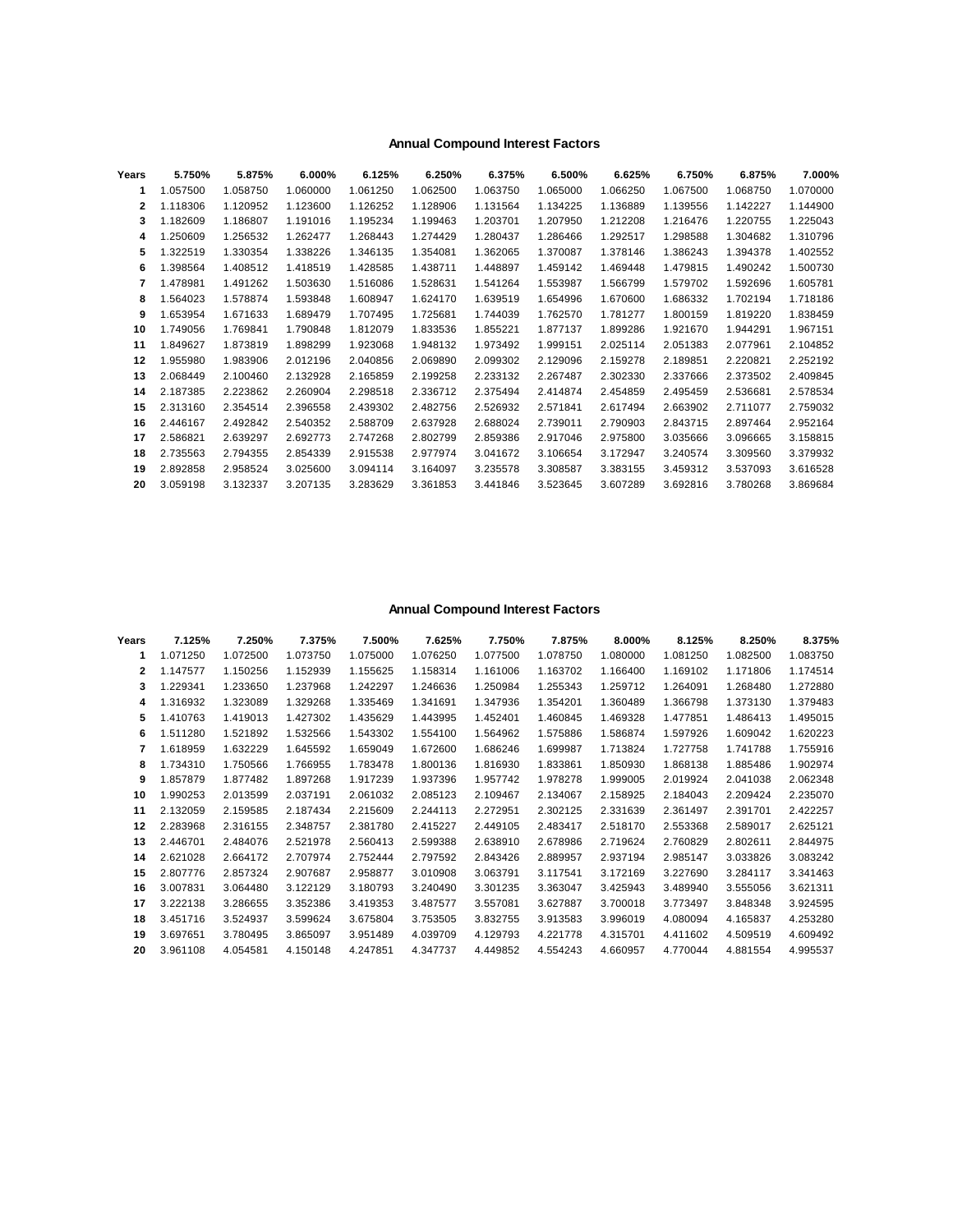### Annual Compound Interest Factors

| Years | 5.750% | 5.875% | 6.000% | 6.125% | 6.250% | 6.375% | 6.500% | 6.625% | 6.750% | 6.875% | 7.000% |
|---|---|---|---|---|---|---|---|---|---|---|---|
| 1 | 1.057500 | 1.058750 | 1.060000 | 1.061250 | 1.062500 | 1.063750 | 1.065000 | 1.066250 | 1.067500 | 1.068750 | 1.070000 |
| 2 | 1.118306 | 1.120952 | 1.123600 | 1.126252 | 1.128906 | 1.131564 | 1.134225 | 1.136889 | 1.139556 | 1.142227 | 1.144900 |
| 3 | 1.182609 | 1.186807 | 1.191016 | 1.195234 | 1.199463 | 1.203701 | 1.207950 | 1.212208 | 1.216476 | 1.220755 | 1.225043 |
| 4 | 1.250609 | 1.256532 | 1.262477 | 1.268443 | 1.274429 | 1.280437 | 1.286466 | 1.292517 | 1.298588 | 1.304682 | 1.310796 |
| 5 | 1.322519 | 1.330354 | 1.338226 | 1.346135 | 1.354081 | 1.362065 | 1.370087 | 1.378146 | 1.386243 | 1.394378 | 1.402552 |
| 6 | 1.398564 | 1.408512 | 1.418519 | 1.428585 | 1.438711 | 1.448897 | 1.459142 | 1.469448 | 1.479815 | 1.490242 | 1.500730 |
| 7 | 1.478981 | 1.491262 | 1.503630 | 1.516086 | 1.528631 | 1.541264 | 1.553987 | 1.566799 | 1.579702 | 1.592696 | 1.605781 |
| 8 | 1.564023 | 1.578874 | 1.593848 | 1.608947 | 1.624170 | 1.639519 | 1.654996 | 1.670600 | 1.686332 | 1.702194 | 1.718186 |
| 9 | 1.653954 | 1.671633 | 1.689479 | 1.707495 | 1.725681 | 1.744039 | 1.762570 | 1.781277 | 1.800159 | 1.819220 | 1.838459 |
| 10 | 1.749056 | 1.769841 | 1.790848 | 1.812079 | 1.833536 | 1.855221 | 1.877137 | 1.899286 | 1.921670 | 1.944291 | 1.967151 |
| 11 | 1.849627 | 1.873819 | 1.898299 | 1.923068 | 1.948132 | 1.973492 | 1.999151 | 2.025114 | 2.051383 | 2.077961 | 2.104852 |
| 12 | 1.955980 | 1.983906 | 2.012196 | 2.040856 | 2.069890 | 2.099302 | 2.129096 | 2.159278 | 2.189851 | 2.220821 | 2.252192 |
| 13 | 2.068449 | 2.100460 | 2.132928 | 2.165859 | 2.199258 | 2.233132 | 2.267487 | 2.302330 | 2.337666 | 2.373502 | 2.409845 |
| 14 | 2.187385 | 2.223862 | 2.260904 | 2.298518 | 2.336712 | 2.375494 | 2.414874 | 2.454859 | 2.495459 | 2.536681 | 2.578534 |
| 15 | 2.313160 | 2.354514 | 2.396558 | 2.439302 | 2.482756 | 2.526932 | 2.571841 | 2.617494 | 2.663902 | 2.711077 | 2.759032 |
| 16 | 2.446167 | 2.492842 | 2.540352 | 2.588709 | 2.637928 | 2.688024 | 2.739011 | 2.790903 | 2.843715 | 2.897464 | 2.952164 |
| 17 | 2.586821 | 2.639297 | 2.692773 | 2.747268 | 2.802799 | 2.859386 | 2.917046 | 2.975800 | 3.035666 | 3.096665 | 3.158815 |
| 18 | 2.735563 | 2.794355 | 2.854339 | 2.915538 | 2.977974 | 3.041672 | 3.106654 | 3.172947 | 3.240574 | 3.309560 | 3.379932 |
| 19 | 2.892858 | 2.958524 | 3.025600 | 3.094114 | 3.164097 | 3.235578 | 3.308587 | 3.383155 | 3.459312 | 3.537093 | 3.616528 |
| 20 | 3.059198 | 3.132337 | 3.207135 | 3.283629 | 3.361853 | 3.441846 | 3.523645 | 3.607289 | 3.692816 | 3.780268 | 3.869684 |

### Annual Compound Interest Factors

| Years | 7.125% | 7.250% | 7.375% | 7.500% | 7.625% | 7.750% | 7.875% | 8.000% | 8.125% | 8.250% | 8.375% |
|---|---|---|---|---|---|---|---|---|---|---|---|
| 1 | 1.071250 | 1.072500 | 1.073750 | 1.075000 | 1.076250 | 1.077500 | 1.078750 | 1.080000 | 1.081250 | 1.082500 | 1.083750 |
| 2 | 1.147577 | 1.150256 | 1.152939 | 1.155625 | 1.158314 | 1.161006 | 1.163702 | 1.166400 | 1.169102 | 1.171806 | 1.174514 |
| 3 | 1.229341 | 1.233650 | 1.237968 | 1.242297 | 1.246636 | 1.250984 | 1.255343 | 1.259712 | 1.264091 | 1.268480 | 1.272880 |
| 4 | 1.316932 | 1.323089 | 1.329268 | 1.335469 | 1.341691 | 1.347936 | 1.354201 | 1.360489 | 1.366798 | 1.373130 | 1.379483 |
| 5 | 1.410763 | 1.419013 | 1.427302 | 1.435629 | 1.443995 | 1.452401 | 1.460845 | 1.469328 | 1.477851 | 1.486413 | 1.495015 |
| 6 | 1.511280 | 1.521892 | 1.532566 | 1.543302 | 1.554100 | 1.564962 | 1.575886 | 1.586874 | 1.597926 | 1.609042 | 1.620223 |
| 7 | 1.618959 | 1.632229 | 1.645592 | 1.659049 | 1.672600 | 1.686246 | 1.699987 | 1.713824 | 1.727758 | 1.741788 | 1.755916 |
| 8 | 1.734310 | 1.750566 | 1.766955 | 1.783478 | 1.800136 | 1.816930 | 1.833861 | 1.850930 | 1.868138 | 1.885486 | 1.902974 |
| 9 | 1.857879 | 1.877482 | 1.897268 | 1.917239 | 1.937396 | 1.957742 | 1.978278 | 1.999005 | 2.019924 | 2.041038 | 2.062348 |
| 10 | 1.990253 | 2.013599 | 2.037191 | 2.061032 | 2.085123 | 2.109467 | 2.134067 | 2.158925 | 2.184043 | 2.209424 | 2.235070 |
| 11 | 2.132059 | 2.159585 | 2.187434 | 2.215609 | 2.244113 | 2.272951 | 2.302125 | 2.331639 | 2.361497 | 2.391701 | 2.422257 |
| 12 | 2.283968 | 2.316155 | 2.348757 | 2.381780 | 2.415227 | 2.449105 | 2.483417 | 2.518170 | 2.553368 | 2.589017 | 2.625121 |
| 13 | 2.446701 | 2.484076 | 2.521978 | 2.560413 | 2.599388 | 2.638910 | 2.678986 | 2.719624 | 2.760829 | 2.802611 | 2.844975 |
| 14 | 2.621028 | 2.664172 | 2.707974 | 2.752444 | 2.797592 | 2.843426 | 2.889957 | 2.937194 | 2.985147 | 3.033826 | 3.083242 |
| 15 | 2.807776 | 2.857324 | 2.907687 | 2.958877 | 3.010908 | 3.063791 | 3.117541 | 3.172169 | 3.227690 | 3.284117 | 3.341463 |
| 16 | 3.007831 | 3.064480 | 3.122129 | 3.180793 | 3.240490 | 3.301235 | 3.363047 | 3.425943 | 3.489940 | 3.555056 | 3.621311 |
| 17 | 3.222138 | 3.286655 | 3.352386 | 3.419353 | 3.487577 | 3.557081 | 3.627887 | 3.700018 | 3.773497 | 3.848348 | 3.924595 |
| 18 | 3.451716 | 3.524937 | 3.599624 | 3.675804 | 3.753505 | 3.832755 | 3.913583 | 3.996019 | 4.080094 | 4.165837 | 4.253280 |
| 19 | 3.697651 | 3.780495 | 3.865097 | 3.951489 | 4.039709 | 4.129793 | 4.221778 | 4.315701 | 4.411602 | 4.509519 | 4.609492 |
| 20 | 3.961108 | 4.054581 | 4.150148 | 4.247851 | 4.347737 | 4.449852 | 4.554243 | 4.660957 | 4.770044 | 4.881554 | 4.995537 |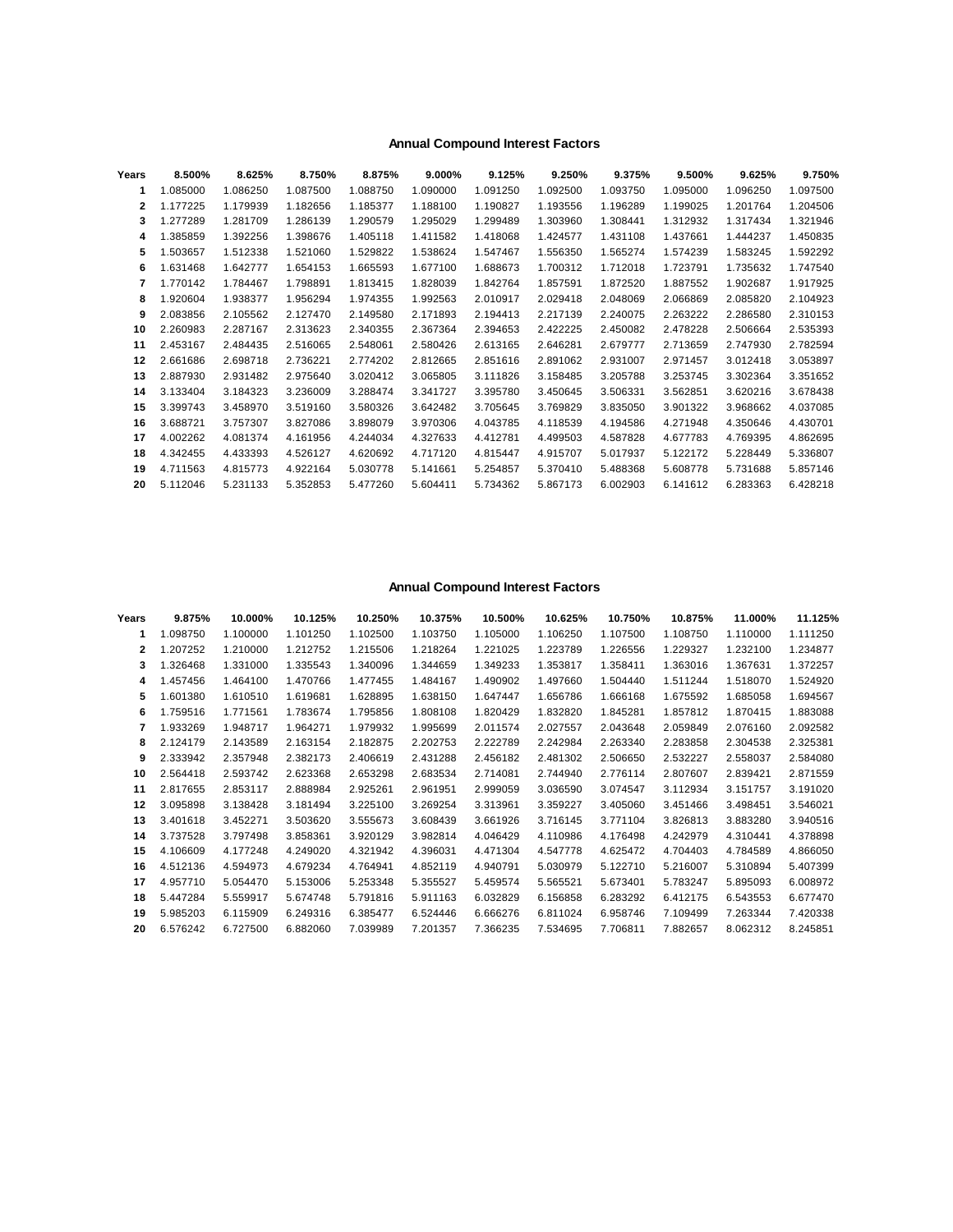## Annual Compound Interest Factors

| Years | 8.500% | 8.625% | 8.750% | 8.875% | 9.000% | 9.125% | 9.250% | 9.375% | 9.500% | 9.625% | 9.750% |
|---|---|---|---|---|---|---|---|---|---|---|---|
| 1 | 1.085000 | 1.086250 | 1.087500 | 1.088750 | 1.090000 | 1.091250 | 1.092500 | 1.093750 | 1.095000 | 1.096250 | 1.097500 |
| 2 | 1.177225 | 1.179939 | 1.182656 | 1.185377 | 1.188100 | 1.190827 | 1.193556 | 1.196289 | 1.199025 | 1.201764 | 1.204506 |
| 3 | 1.277289 | 1.281709 | 1.286139 | 1.290579 | 1.295029 | 1.299489 | 1.303960 | 1.308441 | 1.312932 | 1.317434 | 1.321946 |
| 4 | 1.385859 | 1.392256 | 1.398676 | 1.405118 | 1.411582 | 1.418068 | 1.424577 | 1.431108 | 1.437661 | 1.444237 | 1.450835 |
| 5 | 1.503657 | 1.512338 | 1.521060 | 1.529822 | 1.538624 | 1.547467 | 1.556350 | 1.565274 | 1.574239 | 1.583245 | 1.592292 |
| 6 | 1.631468 | 1.642777 | 1.654153 | 1.665593 | 1.677100 | 1.688673 | 1.700312 | 1.712018 | 1.723791 | 1.735632 | 1.747540 |
| 7 | 1.770142 | 1.784467 | 1.798891 | 1.813415 | 1.828039 | 1.842764 | 1.857591 | 1.872520 | 1.887552 | 1.902687 | 1.917925 |
| 8 | 1.920604 | 1.938377 | 1.956294 | 1.974355 | 1.992563 | 2.010917 | 2.029418 | 2.048069 | 2.066869 | 2.085820 | 2.104923 |
| 9 | 2.083856 | 2.105562 | 2.127470 | 2.149580 | 2.171893 | 2.194413 | 2.217139 | 2.240075 | 2.263222 | 2.286580 | 2.310153 |
| 10 | 2.260983 | 2.287167 | 2.313623 | 2.340355 | 2.367364 | 2.394653 | 2.422225 | 2.450082 | 2.478228 | 2.506664 | 2.535393 |
| 11 | 2.453167 | 2.484435 | 2.516065 | 2.548061 | 2.580426 | 2.613165 | 2.646281 | 2.679777 | 2.713659 | 2.747930 | 2.782594 |
| 12 | 2.661686 | 2.698718 | 2.736221 | 2.774202 | 2.812665 | 2.851616 | 2.891062 | 2.931007 | 2.971457 | 3.012418 | 3.053897 |
| 13 | 2.887930 | 2.931482 | 2.975640 | 3.020412 | 3.065805 | 3.111826 | 3.158485 | 3.205788 | 3.253745 | 3.302364 | 3.351652 |
| 14 | 3.133404 | 3.184323 | 3.236009 | 3.288474 | 3.341727 | 3.395780 | 3.450645 | 3.506331 | 3.562851 | 3.620216 | 3.678438 |
| 15 | 3.399743 | 3.458970 | 3.519160 | 3.580326 | 3.642482 | 3.705645 | 3.769829 | 3.835050 | 3.901322 | 3.968662 | 4.037085 |
| 16 | 3.688721 | 3.757307 | 3.827086 | 3.898079 | 3.970306 | 4.043785 | 4.118539 | 4.194586 | 4.271948 | 4.350646 | 4.430701 |
| 17 | 4.002262 | 4.081374 | 4.161956 | 4.244034 | 4.327633 | 4.412781 | 4.499503 | 4.587828 | 4.677783 | 4.769395 | 4.862695 |
| 18 | 4.342455 | 4.433393 | 4.526127 | 4.620692 | 4.717120 | 4.815447 | 4.915707 | 5.017937 | 5.122172 | 5.228449 | 5.336807 |
| 19 | 4.711563 | 4.815773 | 4.922164 | 5.030778 | 5.141661 | 5.254857 | 5.370410 | 5.488368 | 5.608778 | 5.731688 | 5.857146 |
| 20 | 5.112046 | 5.231133 | 5.352853 | 5.477260 | 5.604411 | 5.734362 | 5.867173 | 6.002903 | 6.141612 | 6.283363 | 6.428218 |

## Annual Compound Interest Factors

| Years | 9.875% | 10.000% | 10.125% | 10.250% | 10.375% | 10.500% | 10.625% | 10.750% | 10.875% | 11.000% | 11.125% |
|---|---|---|---|---|---|---|---|---|---|---|---|
| 1 | 1.098750 | 1.100000 | 1.101250 | 1.102500 | 1.103750 | 1.105000 | 1.106250 | 1.107500 | 1.108750 | 1.110000 | 1.111250 |
| 2 | 1.207252 | 1.210000 | 1.212752 | 1.215506 | 1.218264 | 1.221025 | 1.223789 | 1.226556 | 1.229327 | 1.232100 | 1.234877 |
| 3 | 1.326468 | 1.331000 | 1.335543 | 1.340096 | 1.344659 | 1.349233 | 1.353817 | 1.358411 | 1.363016 | 1.367631 | 1.372257 |
| 4 | 1.457456 | 1.464100 | 1.470766 | 1.477455 | 1.484167 | 1.490902 | 1.497660 | 1.504440 | 1.511244 | 1.518070 | 1.524920 |
| 5 | 1.601380 | 1.610510 | 1.619681 | 1.628895 | 1.638150 | 1.647447 | 1.656786 | 1.666168 | 1.675592 | 1.685058 | 1.694567 |
| 6 | 1.759516 | 1.771561 | 1.783674 | 1.795856 | 1.808108 | 1.820429 | 1.832820 | 1.845281 | 1.857812 | 1.870415 | 1.883088 |
| 7 | 1.933269 | 1.948717 | 1.964271 | 1.979932 | 1.995699 | 2.011574 | 2.027557 | 2.043648 | 2.059849 | 2.076160 | 2.092582 |
| 8 | 2.124179 | 2.143589 | 2.163154 | 2.182875 | 2.202753 | 2.222789 | 2.242984 | 2.263340 | 2.283858 | 2.304538 | 2.325381 |
| 9 | 2.333942 | 2.357948 | 2.382173 | 2.406619 | 2.431288 | 2.456182 | 2.481302 | 2.506650 | 2.532227 | 2.558037 | 2.584080 |
| 10 | 2.564418 | 2.593742 | 2.623368 | 2.653298 | 2.683534 | 2.714081 | 2.744940 | 2.776114 | 2.807607 | 2.839421 | 2.871559 |
| 11 | 2.817655 | 2.853117 | 2.888984 | 2.925261 | 2.961951 | 2.999059 | 3.036590 | 3.074547 | 3.112934 | 3.151757 | 3.191020 |
| 12 | 3.095898 | 3.138428 | 3.181494 | 3.225100 | 3.269254 | 3.313961 | 3.359227 | 3.405060 | 3.451466 | 3.498451 | 3.546021 |
| 13 | 3.401618 | 3.452271 | 3.503620 | 3.555673 | 3.608439 | 3.661926 | 3.716145 | 3.771104 | 3.826813 | 3.883280 | 3.940516 |
| 14 | 3.737528 | 3.797498 | 3.858361 | 3.920129 | 3.982814 | 4.046429 | 4.110986 | 4.176498 | 4.242979 | 4.310441 | 4.378898 |
| 15 | 4.106609 | 4.177248 | 4.249020 | 4.321942 | 4.396031 | 4.471304 | 4.547778 | 4.625472 | 4.704403 | 4.784589 | 4.866050 |
| 16 | 4.512136 | 4.594973 | 4.679234 | 4.764941 | 4.852119 | 4.940791 | 5.030979 | 5.122710 | 5.216007 | 5.310894 | 5.407399 |
| 17 | 4.957710 | 5.054470 | 5.153006 | 5.253348 | 5.355527 | 5.459574 | 5.565521 | 5.673401 | 5.783247 | 5.895093 | 6.008972 |
| 18 | 5.447284 | 5.559917 | 5.674748 | 5.791816 | 5.911163 | 6.032829 | 6.156858 | 6.283292 | 6.412175 | 6.543553 | 6.677470 |
| 19 | 5.985203 | 6.115909 | 6.249316 | 6.385477 | 6.524446 | 6.666276 | 6.811024 | 6.958746 | 7.109499 | 7.263344 | 7.420338 |
| 20 | 6.576242 | 6.727500 | 6.882060 | 7.039989 | 7.201357 | 7.366235 | 7.534695 | 7.706811 | 7.882657 | 8.062312 | 8.245851 |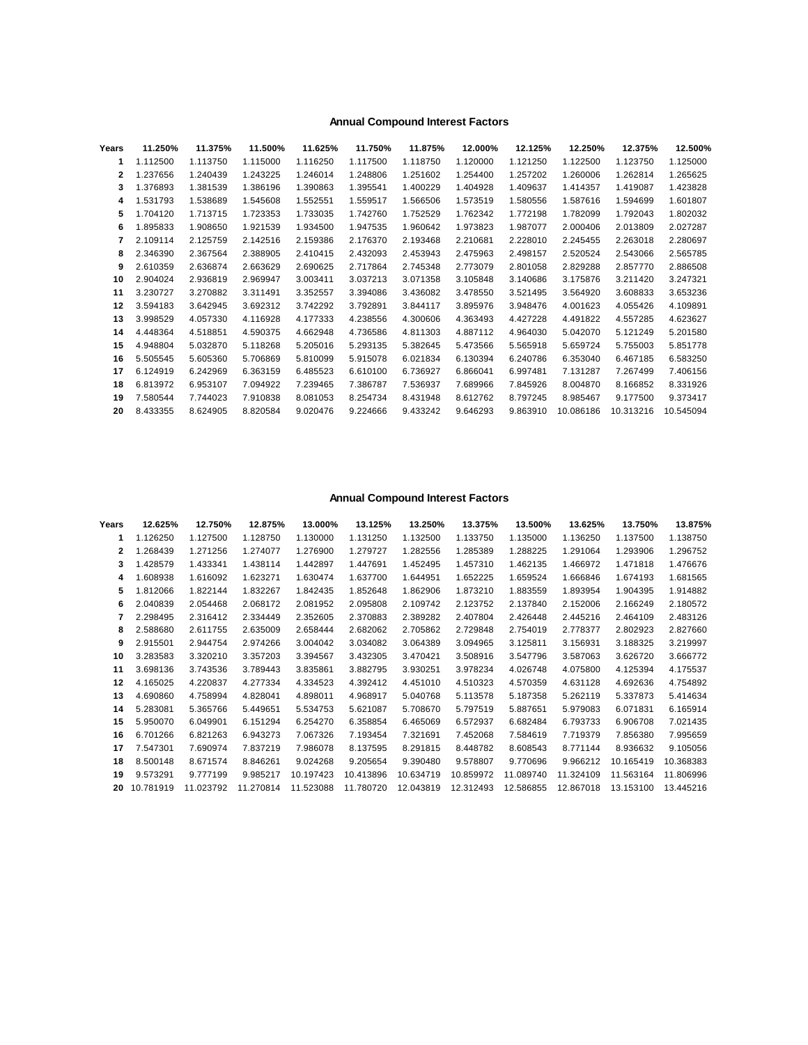## Annual Compound Interest Factors

| Years | 11.250% | 11.375% | 11.500% | 11.625% | 11.750% | 11.875% | 12.000% | 12.125% | 12.250% | 12.375% | 12.500% |
|---|---|---|---|---|---|---|---|---|---|---|---|
| 1 | 1.112500 | 1.113750 | 1.115000 | 1.116250 | 1.117500 | 1.118750 | 1.120000 | 1.121250 | 1.122500 | 1.123750 | 1.125000 |
| 2 | 1.237656 | 1.240439 | 1.243225 | 1.246014 | 1.248806 | 1.251602 | 1.254400 | 1.257202 | 1.260006 | 1.262814 | 1.265625 |
| 3 | 1.376893 | 1.381539 | 1.386196 | 1.390863 | 1.395541 | 1.400229 | 1.404928 | 1.409637 | 1.414357 | 1.419087 | 1.423828 |
| 4 | 1.531793 | 1.538689 | 1.545608 | 1.552551 | 1.559517 | 1.566506 | 1.573519 | 1.580556 | 1.587616 | 1.594699 | 1.601807 |
| 5 | 1.704120 | 1.713715 | 1.723353 | 1.733035 | 1.742760 | 1.752529 | 1.762342 | 1.772198 | 1.782099 | 1.792043 | 1.802032 |
| 6 | 1.895833 | 1.908650 | 1.921539 | 1.934500 | 1.947535 | 1.960642 | 1.973823 | 1.987077 | 2.000406 | 2.013809 | 2.027287 |
| 7 | 2.109114 | 2.125759 | 2.142516 | 2.159386 | 2.176370 | 2.193468 | 2.210681 | 2.228010 | 2.245455 | 2.263018 | 2.280697 |
| 8 | 2.346390 | 2.367564 | 2.388905 | 2.410415 | 2.432093 | 2.453943 | 2.475963 | 2.498157 | 2.520524 | 2.543066 | 2.565785 |
| 9 | 2.610359 | 2.636874 | 2.663629 | 2.690625 | 2.717864 | 2.745348 | 2.773079 | 2.801058 | 2.829288 | 2.857770 | 2.886508 |
| 10 | 2.904024 | 2.936819 | 2.969947 | 3.003411 | 3.037213 | 3.071358 | 3.105848 | 3.140686 | 3.175876 | 3.211420 | 3.247321 |
| 11 | 3.230727 | 3.270882 | 3.311491 | 3.352557 | 3.394086 | 3.436082 | 3.478550 | 3.521495 | 3.564920 | 3.608833 | 3.653236 |
| 12 | 3.594183 | 3.642945 | 3.692312 | 3.742292 | 3.792891 | 3.844117 | 3.895976 | 3.948476 | 4.001623 | 4.055426 | 4.109891 |
| 13 | 3.998529 | 4.057330 | 4.116928 | 4.177333 | 4.238556 | 4.300606 | 4.363493 | 4.427228 | 4.491822 | 4.557285 | 4.623627 |
| 14 | 4.448364 | 4.518851 | 4.590375 | 4.662948 | 4.736586 | 4.811303 | 4.887112 | 4.964030 | 5.042070 | 5.121249 | 5.201580 |
| 15 | 4.948804 | 5.032870 | 5.118268 | 5.205016 | 5.293135 | 5.382645 | 5.473566 | 5.565918 | 5.659724 | 5.755003 | 5.851778 |
| 16 | 5.505545 | 5.605360 | 5.706869 | 5.810099 | 5.915078 | 6.021834 | 6.130394 | 6.240786 | 6.353040 | 6.467185 | 6.583250 |
| 17 | 6.124919 | 6.242969 | 6.363159 | 6.485523 | 6.610100 | 6.736927 | 6.866041 | 6.997481 | 7.131287 | 7.267499 | 7.406156 |
| 18 | 6.813972 | 6.953107 | 7.094922 | 7.239465 | 7.386787 | 7.536937 | 7.689966 | 7.845926 | 8.004870 | 8.166852 | 8.331926 |
| 19 | 7.580544 | 7.744023 | 7.910838 | 8.081053 | 8.254734 | 8.431948 | 8.612762 | 8.797245 | 8.985467 | 9.177500 | 9.373417 |
| 20 | 8.433355 | 8.624905 | 8.820584 | 9.020476 | 9.224666 | 9.433242 | 9.646293 | 9.863910 | 10.086186 | 10.313216 | 10.545094 |

## Annual Compound Interest Factors

| Years | 12.625% | 12.750% | 12.875% | 13.000% | 13.125% | 13.250% | 13.375% | 13.500% | 13.625% | 13.750% | 13.875% |
|---|---|---|---|---|---|---|---|---|---|---|---|
| 1 | 1.126250 | 1.127500 | 1.128750 | 1.130000 | 1.131250 | 1.132500 | 1.133750 | 1.135000 | 1.136250 | 1.137500 | 1.138750 |
| 2 | 1.268439 | 1.271256 | 1.274077 | 1.276900 | 1.279727 | 1.282556 | 1.285389 | 1.288225 | 1.291064 | 1.293906 | 1.296752 |
| 3 | 1.428579 | 1.433341 | 1.438114 | 1.442897 | 1.447691 | 1.452495 | 1.457310 | 1.462135 | 1.466972 | 1.471818 | 1.476676 |
| 4 | 1.608938 | 1.616092 | 1.623271 | 1.630474 | 1.637700 | 1.644951 | 1.652225 | 1.659524 | 1.666846 | 1.674193 | 1.681565 |
| 5 | 1.812066 | 1.822144 | 1.832267 | 1.842435 | 1.852648 | 1.862906 | 1.873210 | 1.883559 | 1.893954 | 1.904395 | 1.914882 |
| 6 | 2.040839 | 2.054468 | 2.068172 | 2.081952 | 2.095808 | 2.109742 | 2.123752 | 2.137840 | 2.152006 | 2.166249 | 2.180572 |
| 7 | 2.298495 | 2.316412 | 2.334449 | 2.352605 | 2.370883 | 2.389282 | 2.407804 | 2.426448 | 2.445216 | 2.464109 | 2.483126 |
| 8 | 2.588680 | 2.611755 | 2.635009 | 2.658444 | 2.682062 | 2.705862 | 2.729848 | 2.754019 | 2.778377 | 2.802923 | 2.827660 |
| 9 | 2.915501 | 2.944754 | 2.974266 | 3.004042 | 3.034082 | 3.064389 | 3.094965 | 3.125811 | 3.156931 | 3.188325 | 3.219997 |
| 10 | 3.283583 | 3.320210 | 3.357203 | 3.394567 | 3.432305 | 3.470421 | 3.508916 | 3.547796 | 3.587063 | 3.626720 | 3.666772 |
| 11 | 3.698136 | 3.743536 | 3.789443 | 3.835861 | 3.882795 | 3.930251 | 3.978234 | 4.026748 | 4.075800 | 4.125394 | 4.175537 |
| 12 | 4.165025 | 4.220837 | 4.277334 | 4.334523 | 4.392412 | 4.451010 | 4.510323 | 4.570359 | 4.631128 | 4.692636 | 4.754892 |
| 13 | 4.690860 | 4.758994 | 4.828041 | 4.898011 | 4.968917 | 5.040768 | 5.113578 | 5.187358 | 5.262119 | 5.337873 | 5.414634 |
| 14 | 5.283081 | 5.365766 | 5.449651 | 5.534753 | 5.621087 | 5.708670 | 5.797519 | 5.887651 | 5.979083 | 6.071831 | 6.165914 |
| 15 | 5.950070 | 6.049901 | 6.151294 | 6.254270 | 6.358854 | 6.465069 | 6.572937 | 6.682484 | 6.793733 | 6.906708 | 7.021435 |
| 16 | 6.701266 | 6.821263 | 6.943273 | 7.067326 | 7.193454 | 7.321691 | 7.452068 | 7.584619 | 7.719379 | 7.856380 | 7.995659 |
| 17 | 7.547301 | 7.690974 | 7.837219 | 7.986078 | 8.137595 | 8.291815 | 8.448782 | 8.608543 | 8.771144 | 8.936632 | 9.105056 |
| 18 | 8.500148 | 8.671574 | 8.846261 | 9.024268 | 9.205654 | 9.390480 | 9.578807 | 9.770696 | 9.966212 | 10.165419 | 10.368383 |
| 19 | 9.573291 | 9.777199 | 9.985217 | 10.197423 | 10.413896 | 10.634719 | 10.859972 | 11.089740 | 11.324109 | 11.563164 | 11.806996 |
| 20 | 10.781919 | 11.023792 | 11.270814 | 11.523088 | 11.780720 | 12.043819 | 12.312493 | 12.586855 | 12.867018 | 13.153100 | 13.445216 |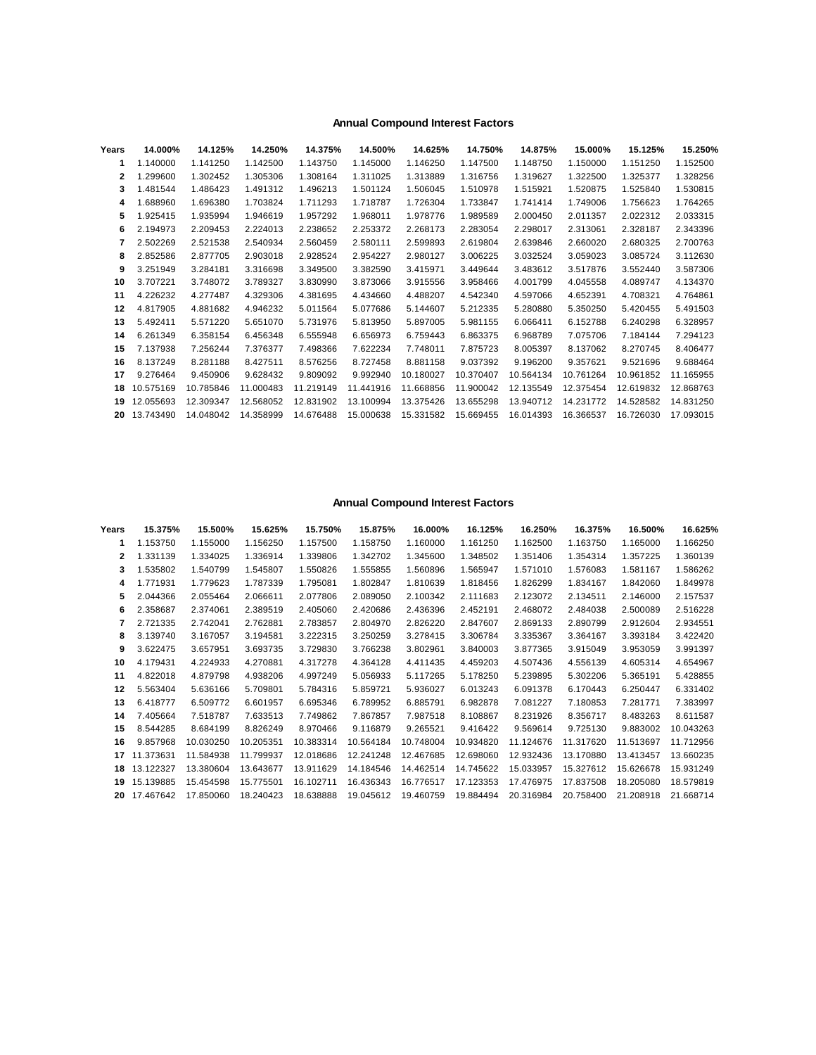### Annual Compound Interest Factors

| Years | 14.000% | 14.125% | 14.250% | 14.375% | 14.500% | 14.625% | 14.750% | 14.875% | 15.000% | 15.125% | 15.250% |
|---|---|---|---|---|---|---|---|---|---|---|---|
| 1 | 1.140000 | 1.141250 | 1.142500 | 1.143750 | 1.145000 | 1.146250 | 1.147500 | 1.148750 | 1.150000 | 1.151250 | 1.152500 |
| 2 | 1.299600 | 1.302452 | 1.305306 | 1.308164 | 1.311025 | 1.313889 | 1.316756 | 1.319627 | 1.322500 | 1.325377 | 1.328256 |
| 3 | 1.481544 | 1.486423 | 1.491312 | 1.496213 | 1.501124 | 1.506045 | 1.510978 | 1.515921 | 1.520875 | 1.525840 | 1.530815 |
| 4 | 1.688960 | 1.696380 | 1.703824 | 1.711293 | 1.718787 | 1.726304 | 1.733847 | 1.741414 | 1.749006 | 1.756623 | 1.764265 |
| 5 | 1.925415 | 1.935994 | 1.946619 | 1.957292 | 1.968011 | 1.978776 | 1.989589 | 2.000450 | 2.011357 | 2.022312 | 2.033315 |
| 6 | 2.194973 | 2.209453 | 2.224013 | 2.238652 | 2.253372 | 2.268173 | 2.283054 | 2.298017 | 2.313061 | 2.328187 | 2.343396 |
| 7 | 2.502269 | 2.521538 | 2.540934 | 2.560459 | 2.580111 | 2.599893 | 2.619804 | 2.639846 | 2.660020 | 2.680325 | 2.700763 |
| 8 | 2.852586 | 2.877705 | 2.903018 | 2.928524 | 2.954227 | 2.980127 | 3.006225 | 3.032524 | 3.059023 | 3.085724 | 3.112630 |
| 9 | 3.251949 | 3.284181 | 3.316698 | 3.349500 | 3.382590 | 3.415971 | 3.449644 | 3.483612 | 3.517876 | 3.552440 | 3.587306 |
| 10 | 3.707221 | 3.748072 | 3.789327 | 3.830990 | 3.873066 | 3.915556 | 3.958466 | 4.001799 | 4.045558 | 4.089747 | 4.134370 |
| 11 | 4.226232 | 4.277487 | 4.329306 | 4.381695 | 4.434660 | 4.488207 | 4.542340 | 4.597066 | 4.652391 | 4.708321 | 4.764861 |
| 12 | 4.817905 | 4.881682 | 4.946232 | 5.011564 | 5.077686 | 5.144607 | 5.212335 | 5.280880 | 5.350250 | 5.420455 | 5.491503 |
| 13 | 5.492411 | 5.571220 | 5.651070 | 5.731976 | 5.813950 | 5.897005 | 5.981155 | 6.066411 | 6.152788 | 6.240298 | 6.328957 |
| 14 | 6.261349 | 6.358154 | 6.456348 | 6.555948 | 6.656973 | 6.759443 | 6.863375 | 6.968789 | 7.075706 | 7.184144 | 7.294123 |
| 15 | 7.137938 | 7.256244 | 7.376377 | 7.498366 | 7.622234 | 7.748011 | 7.875723 | 8.005397 | 8.137062 | 8.270745 | 8.406477 |
| 16 | 8.137249 | 8.281188 | 8.427511 | 8.576256 | 8.727458 | 8.881158 | 9.037392 | 9.196200 | 9.357621 | 9.521696 | 9.688464 |
| 17 | 9.276464 | 9.450906 | 9.628432 | 9.809092 | 9.992940 | 10.180027 | 10.370407 | 10.564134 | 10.761264 | 10.961852 | 11.165955 |
| 18 | 10.575169 | 10.785846 | 11.000483 | 11.219149 | 11.441916 | 11.668856 | 11.900042 | 12.135549 | 12.375454 | 12.619832 | 12.868763 |
| 19 | 12.055693 | 12.309347 | 12.568052 | 12.831902 | 13.100994 | 13.375426 | 13.655298 | 13.940712 | 14.231772 | 14.528582 | 14.831250 |
| 20 | 13.743490 | 14.048042 | 14.358999 | 14.676488 | 15.000638 | 15.331582 | 15.669455 | 16.014393 | 16.366537 | 16.726030 | 17.093015 |

### Annual Compound Interest Factors

| Years | 15.375% | 15.500% | 15.625% | 15.750% | 15.875% | 16.000% | 16.125% | 16.250% | 16.375% | 16.500% | 16.625% |
|---|---|---|---|---|---|---|---|---|---|---|---|
| 1 | 1.153750 | 1.155000 | 1.156250 | 1.157500 | 1.158750 | 1.160000 | 1.161250 | 1.162500 | 1.163750 | 1.165000 | 1.166250 |
| 2 | 1.331139 | 1.334025 | 1.336914 | 1.339806 | 1.342702 | 1.345600 | 1.348502 | 1.351406 | 1.354314 | 1.357225 | 1.360139 |
| 3 | 1.535802 | 1.540799 | 1.545807 | 1.550826 | 1.555855 | 1.560896 | 1.565947 | 1.571010 | 1.576083 | 1.581167 | 1.586262 |
| 4 | 1.771931 | 1.779623 | 1.787339 | 1.795081 | 1.802847 | 1.810639 | 1.818456 | 1.826299 | 1.834167 | 1.842060 | 1.849978 |
| 5 | 2.044366 | 2.055464 | 2.066611 | 2.077806 | 2.089050 | 2.100342 | 2.111683 | 2.123072 | 2.134511 | 2.146000 | 2.157537 |
| 6 | 2.358687 | 2.374061 | 2.389519 | 2.405060 | 2.420686 | 2.436396 | 2.452191 | 2.468072 | 2.484038 | 2.500089 | 2.516228 |
| 7 | 2.721335 | 2.742041 | 2.762881 | 2.783857 | 2.804970 | 2.826220 | 2.847607 | 2.869133 | 2.890799 | 2.912604 | 2.934551 |
| 8 | 3.139740 | 3.167057 | 3.194581 | 3.222315 | 3.250259 | 3.278415 | 3.306784 | 3.335367 | 3.364167 | 3.393184 | 3.422420 |
| 9 | 3.622475 | 3.657951 | 3.693735 | 3.729830 | 3.766238 | 3.802961 | 3.840003 | 3.877365 | 3.915049 | 3.953059 | 3.991397 |
| 10 | 4.179431 | 4.224933 | 4.270881 | 4.317278 | 4.364128 | 4.411435 | 4.459203 | 4.507436 | 4.556139 | 4.605314 | 4.654967 |
| 11 | 4.822018 | 4.879798 | 4.938206 | 4.997249 | 5.056933 | 5.117265 | 5.178250 | 5.239895 | 5.302206 | 5.365191 | 5.428855 |
| 12 | 5.563404 | 5.636166 | 5.709801 | 5.784316 | 5.859721 | 5.936027 | 6.013243 | 6.091378 | 6.170443 | 6.250447 | 6.331402 |
| 13 | 6.418777 | 6.509772 | 6.601957 | 6.695346 | 6.789952 | 6.885791 | 6.982878 | 7.081227 | 7.180853 | 7.281771 | 7.383997 |
| 14 | 7.405664 | 7.518787 | 7.633513 | 7.749862 | 7.867857 | 7.987518 | 8.108867 | 8.231926 | 8.356717 | 8.483263 | 8.611587 |
| 15 | 8.544285 | 8.684199 | 8.826249 | 8.970466 | 9.116879 | 9.265521 | 9.416422 | 9.569614 | 9.725130 | 9.883002 | 10.043263 |
| 16 | 9.857968 | 10.030250 | 10.205351 | 10.383314 | 10.564184 | 10.748004 | 10.934820 | 11.124676 | 11.317620 | 11.513697 | 11.712956 |
| 17 | 11.373631 | 11.584938 | 11.799937 | 12.018686 | 12.241248 | 12.467685 | 12.698060 | 12.932436 | 13.170880 | 13.413457 | 13.660235 |
| 18 | 13.122327 | 13.380604 | 13.643677 | 13.911629 | 14.184546 | 14.462514 | 14.745622 | 15.033957 | 15.327612 | 15.626678 | 15.931249 |
| 19 | 15.139885 | 15.454598 | 15.775501 | 16.102711 | 16.436343 | 16.776517 | 17.123353 | 17.476975 | 17.837508 | 18.205080 | 18.579819 |
| 20 | 17.467642 | 17.850060 | 18.240423 | 18.638888 | 19.045612 | 19.460759 | 19.884494 | 20.316984 | 20.758400 | 21.208918 | 21.668714 |